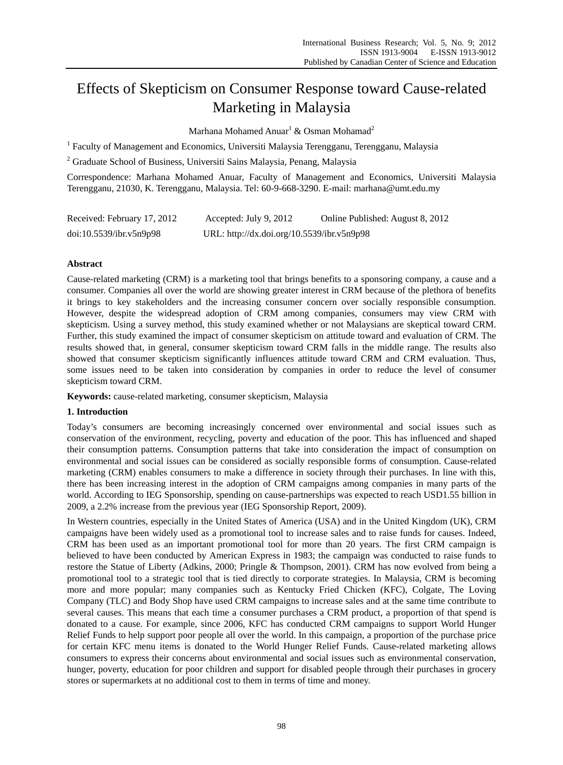# Effects of Skepticism on Consumer Response toward Cause-related Marketing in Malaysia

Marhana Mohamed Anuar[1] & Osman Mohamad[2]

[1] Faculty of Management and Economics, Universiti Malaysia Terengganu, Terengganu, Malaysia

[2] Graduate School of Business, Universiti Sains Malaysia, Penang, Malaysia

Correspondence: Marhana Mohamed Anuar, Faculty of Management and Economics, Universiti Malaysia Terengganu, 21030, K. Terengganu, Malaysia. Tel: 60-9-668-3290. E-mail: marhana@umt.edu.my

Received: February 17, 2012 Accepted: July 9, 2012 Online Published: August 8, 2012

doi:10.5539/ibr.v5n9p98 URL: http://dx.doi.org/10.5539/ibr.v5n9p98

## Abstract

Cause-related marketing (CRM) is a marketing tool that brings benefits to a sponsoring company, a cause and a consumer. Companies all over the world are showing greater interest in CRM because of the plethora of benefits it brings to key stakeholders and the increasing consumer concern over socially responsible consumption. However, despite the widespread adoption of CRM among companies, consumers may view CRM with skepticism. Using a survey method, this study examined whether or not Malaysians are skeptical toward CRM. Further, this study examined the impact of consumer skepticism on attitude toward and evaluation of CRM. The results showed that, in general, consumer skepticism toward CRM falls in the middle range. The results also showed that consumer skepticism significantly influences attitude toward CRM and CRM evaluation. Thus, some issues need to be taken into consideration by companies in order to reduce the level of consumer skepticism toward CRM.

**Keywords:** cause-related marketing, consumer skepticism, Malaysia

## 1. Introduction

Today's consumers are becoming increasingly concerned over environmental and social issues such as conservation of the environment, recycling, poverty and education of the poor. This has influenced and shaped their consumption patterns. Consumption patterns that take into consideration the impact of consumption on environmental and social issues can be considered as socially responsible forms of consumption. Cause-related marketing (CRM) enables consumers to make a difference in society through their purchases. In line with this, there has been increasing interest in the adoption of CRM campaigns among companies in many parts of the world. According to IEG Sponsorship, spending on cause-partnerships was expected to reach USD1.55 billion in 2009, a 2.2% increase from the previous year (IEG Sponsorship Report, 2009).

In Western countries, especially in the United States of America (USA) and in the United Kingdom (UK), CRM campaigns have been widely used as a promotional tool to increase sales and to raise funds for causes. Indeed, CRM has been used as an important promotional tool for more than 20 years. The first CRM campaign is believed to have been conducted by American Express in 1983; the campaign was conducted to raise funds to restore the Statue of Liberty (Adkins, 2000; Pringle & Thompson, 2001). CRM has now evolved from being a promotional tool to a strategic tool that is tied directly to corporate strategies. In Malaysia, CRM is becoming more and more popular; many companies such as Kentucky Fried Chicken (KFC), Colgate, The Loving Company (TLC) and Body Shop have used CRM campaigns to increase sales and at the same time contribute to several causes. This means that each time a consumer purchases a CRM product, a proportion of that spend is donated to a cause. For example, since 2006, KFC has conducted CRM campaigns to support World Hunger Relief Funds to help support poor people all over the world. In this campaign, a proportion of the purchase price for certain KFC menu items is donated to the World Hunger Relief Funds. Cause-related marketing allows consumers to express their concerns about environmental and social issues such as environmental conservation, hunger, poverty, education for poor children and support for disabled people through their purchases in grocery stores or supermarkets at no additional cost to them in terms of time and money.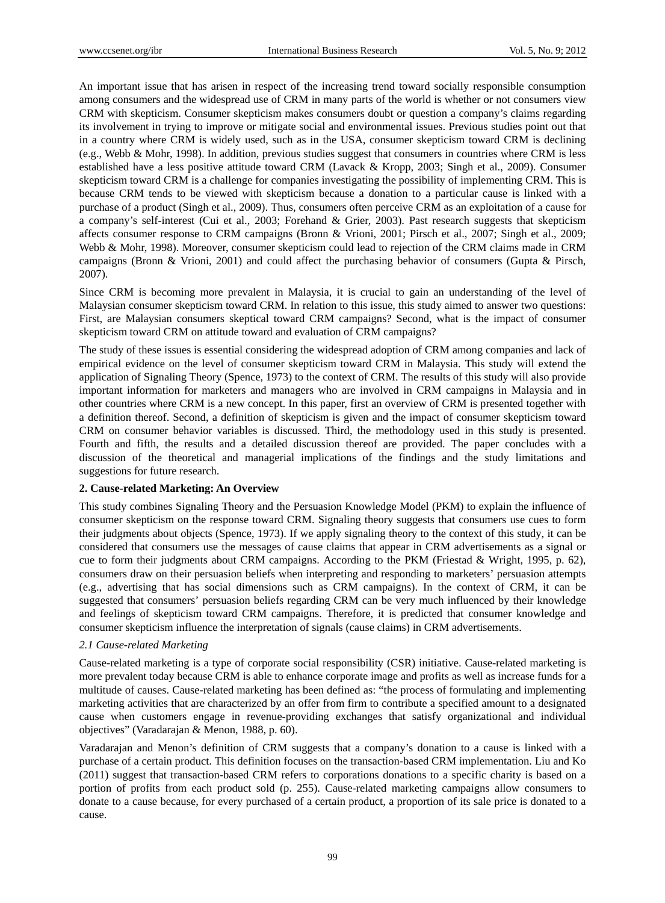An important issue that has arisen in respect of the increasing trend toward socially responsible consumption among consumers and the widespread use of CRM in many parts of the world is whether or not consumers view CRM with skepticism. Consumer skepticism makes consumers doubt or question a company's claims regarding its involvement in trying to improve or mitigate social and environmental issues. Previous studies point out that in a country where CRM is widely used, such as in the USA, consumer skepticism toward CRM is declining (e.g., Webb & Mohr, 1998). In addition, previous studies suggest that consumers in countries where CRM is less established have a less positive attitude toward CRM (Lavack & Kropp, 2003; Singh et al., 2009). Consumer skepticism toward CRM is a challenge for companies investigating the possibility of implementing CRM. This is because CRM tends to be viewed with skepticism because a donation to a particular cause is linked with a purchase of a product (Singh et al., 2009). Thus, consumers often perceive CRM as an exploitation of a cause for a company's self-interest (Cui et al., 2003; Forehand & Grier, 2003). Past research suggests that skepticism affects consumer response to CRM campaigns (Bronn & Vrioni, 2001; Pirsch et al., 2007; Singh et al., 2009; Webb & Mohr, 1998). Moreover, consumer skepticism could lead to rejection of the CRM claims made in CRM campaigns (Bronn & Vrioni, 2001) and could affect the purchasing behavior of consumers (Gupta & Pirsch, 2007).

Since CRM is becoming more prevalent in Malaysia, it is crucial to gain an understanding of the level of Malaysian consumer skepticism toward CRM. In relation to this issue, this study aimed to answer two questions: First, are Malaysian consumers skeptical toward CRM campaigns? Second, what is the impact of consumer skepticism toward CRM on attitude toward and evaluation of CRM campaigns?

The study of these issues is essential considering the widespread adoption of CRM among companies and lack of empirical evidence on the level of consumer skepticism toward CRM in Malaysia. This study will extend the application of Signaling Theory (Spence, 1973) to the context of CRM. The results of this study will also provide important information for marketers and managers who are involved in CRM campaigns in Malaysia and in other countries where CRM is a new concept. In this paper, first an overview of CRM is presented together with a definition thereof. Second, a definition of skepticism is given and the impact of consumer skepticism toward CRM on consumer behavior variables is discussed. Third, the methodology used in this study is presented. Fourth and fifth, the results and a detailed discussion thereof are provided. The paper concludes with a discussion of the theoretical and managerial implications of the findings and the study limitations and suggestions for future research.

## 2. Cause-related Marketing: An Overview

This study combines Signaling Theory and the Persuasion Knowledge Model (PKM) to explain the influence of consumer skepticism on the response toward CRM. Signaling theory suggests that consumers use cues to form their judgments about objects (Spence, 1973). If we apply signaling theory to the context of this study, it can be considered that consumers use the messages of cause claims that appear in CRM advertisements as a signal or cue to form their judgments about CRM campaigns. According to the PKM (Friestad & Wright, 1995, p. 62), consumers draw on their persuasion beliefs when interpreting and responding to marketers' persuasion attempts (e.g., advertising that has social dimensions such as CRM campaigns). In the context of CRM, it can be suggested that consumers' persuasion beliefs regarding CRM can be very much influenced by their knowledge and feelings of skepticism toward CRM campaigns. Therefore, it is predicted that consumer knowledge and consumer skepticism influence the interpretation of signals (cause claims) in CRM advertisements.

### *2.1 Cause-related Marketing*

Cause-related marketing is a type of corporate social responsibility (CSR) initiative. Cause-related marketing is more prevalent today because CRM is able to enhance corporate image and profits as well as increase funds for a multitude of causes. Cause-related marketing has been defined as: "the process of formulating and implementing marketing activities that are characterized by an offer from firm to contribute a specified amount to a designated cause when customers engage in revenue-providing exchanges that satisfy organizational and individual objectives" (Varadarajan & Menon, 1988, p. 60).

Varadarajan and Menon's definition of CRM suggests that a company's donation to a cause is linked with a purchase of a certain product. This definition focuses on the transaction-based CRM implementation. Liu and Ko (2011) suggest that transaction-based CRM refers to corporations donations to a specific charity is based on a portion of profits from each product sold (p. 255). Cause-related marketing campaigns allow consumers to donate to a cause because, for every purchased of a certain product, a proportion of its sale price is donated to a cause.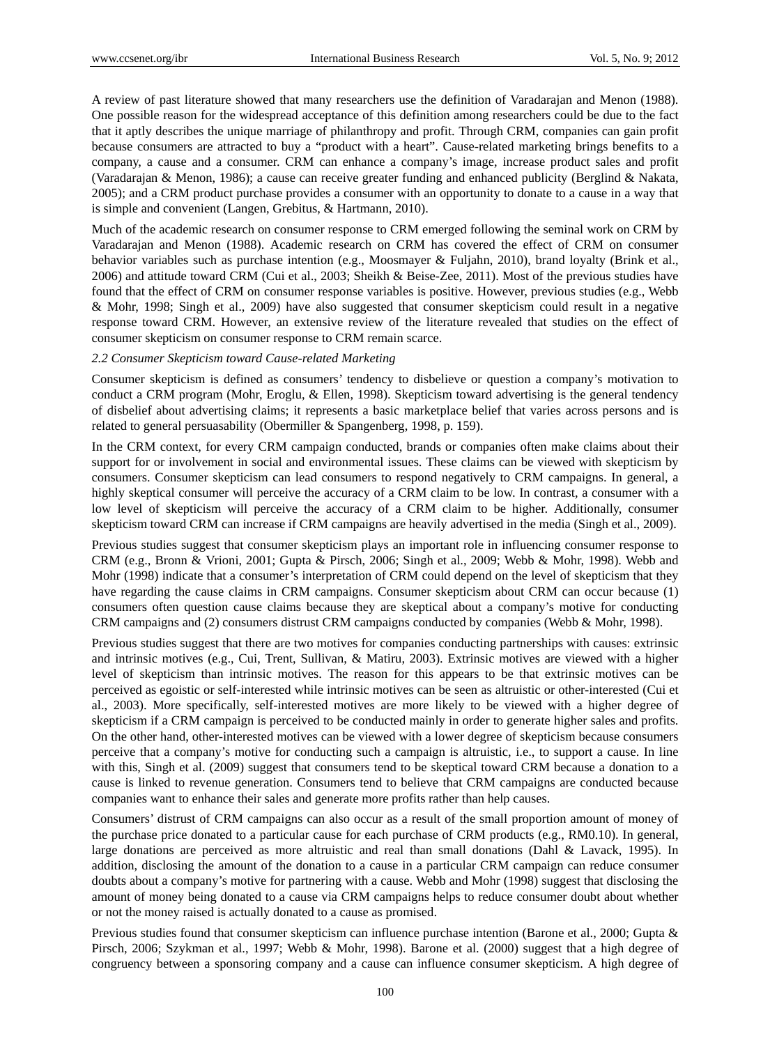A review of past literature showed that many researchers use the definition of Varadarajan and Menon (1988). One possible reason for the widespread acceptance of this definition among researchers could be due to the fact that it aptly describes the unique marriage of philanthropy and profit. Through CRM, companies can gain profit because consumers are attracted to buy a "product with a heart". Cause-related marketing brings benefits to a company, a cause and a consumer. CRM can enhance a company's image, increase product sales and profit (Varadarajan & Menon, 1986); a cause can receive greater funding and enhanced publicity (Berglind & Nakata, 2005); and a CRM product purchase provides a consumer with an opportunity to donate to a cause in a way that is simple and convenient (Langen, Grebitus, & Hartmann, 2010).

Much of the academic research on consumer response to CRM emerged following the seminal work on CRM by Varadarajan and Menon (1988). Academic research on CRM has covered the effect of CRM on consumer behavior variables such as purchase intention (e.g., Moosmayer & Fuljahn, 2010), brand loyalty (Brink et al., 2006) and attitude toward CRM (Cui et al., 2003; Sheikh & Beise-Zee, 2011). Most of the previous studies have found that the effect of CRM on consumer response variables is positive. However, previous studies (e.g., Webb & Mohr, 1998; Singh et al., 2009) have also suggested that consumer skepticism could result in a negative response toward CRM. However, an extensive review of the literature revealed that studies on the effect of consumer skepticism on consumer response to CRM remain scarce.

### *2.2 Consumer Skepticism toward Cause-related Marketing*

Consumer skepticism is defined as consumers' tendency to disbelieve or question a company's motivation to conduct a CRM program (Mohr, Eroglu, & Ellen, 1998). Skepticism toward advertising is the general tendency of disbelief about advertising claims; it represents a basic marketplace belief that varies across persons and is related to general persuasability (Obermiller & Spangenberg, 1998, p. 159).

In the CRM context, for every CRM campaign conducted, brands or companies often make claims about their support for or involvement in social and environmental issues. These claims can be viewed with skepticism by consumers. Consumer skepticism can lead consumers to respond negatively to CRM campaigns. In general, a highly skeptical consumer will perceive the accuracy of a CRM claim to be low. In contrast, a consumer with a low level of skepticism will perceive the accuracy of a CRM claim to be higher. Additionally, consumer skepticism toward CRM can increase if CRM campaigns are heavily advertised in the media (Singh et al., 2009).

Previous studies suggest that consumer skepticism plays an important role in influencing consumer response to CRM (e.g., Bronn & Vrioni, 2001; Gupta & Pirsch, 2006; Singh et al., 2009; Webb & Mohr, 1998). Webb and Mohr (1998) indicate that a consumer's interpretation of CRM could depend on the level of skepticism that they have regarding the cause claims in CRM campaigns. Consumer skepticism about CRM can occur because (1) consumers often question cause claims because they are skeptical about a company's motive for conducting CRM campaigns and (2) consumers distrust CRM campaigns conducted by companies (Webb & Mohr, 1998).

Previous studies suggest that there are two motives for companies conducting partnerships with causes: extrinsic and intrinsic motives (e.g., Cui, Trent, Sullivan, & Matiru, 2003). Extrinsic motives are viewed with a higher level of skepticism than intrinsic motives. The reason for this appears to be that extrinsic motives can be perceived as egoistic or self-interested while intrinsic motives can be seen as altruistic or other-interested (Cui et al., 2003). More specifically, self-interested motives are more likely to be viewed with a higher degree of skepticism if a CRM campaign is perceived to be conducted mainly in order to generate higher sales and profits. On the other hand, other-interested motives can be viewed with a lower degree of skepticism because consumers perceive that a company's motive for conducting such a campaign is altruistic, i.e., to support a cause. In line with this, Singh et al. (2009) suggest that consumers tend to be skeptical toward CRM because a donation to a cause is linked to revenue generation. Consumers tend to believe that CRM campaigns are conducted because companies want to enhance their sales and generate more profits rather than help causes.

Consumers' distrust of CRM campaigns can also occur as a result of the small proportion amount of money of the purchase price donated to a particular cause for each purchase of CRM products (e.g., RM0.10). In general, large donations are perceived as more altruistic and real than small donations (Dahl & Lavack, 1995). In addition, disclosing the amount of the donation to a cause in a particular CRM campaign can reduce consumer doubts about a company's motive for partnering with a cause. Webb and Mohr (1998) suggest that disclosing the amount of money being donated to a cause via CRM campaigns helps to reduce consumer doubt about whether or not the money raised is actually donated to a cause as promised.

Previous studies found that consumer skepticism can influence purchase intention (Barone et al., 2000; Gupta & Pirsch, 2006; Szykman et al., 1997; Webb & Mohr, 1998). Barone et al. (2000) suggest that a high degree of congruency between a sponsoring company and a cause can influence consumer skepticism. A high degree of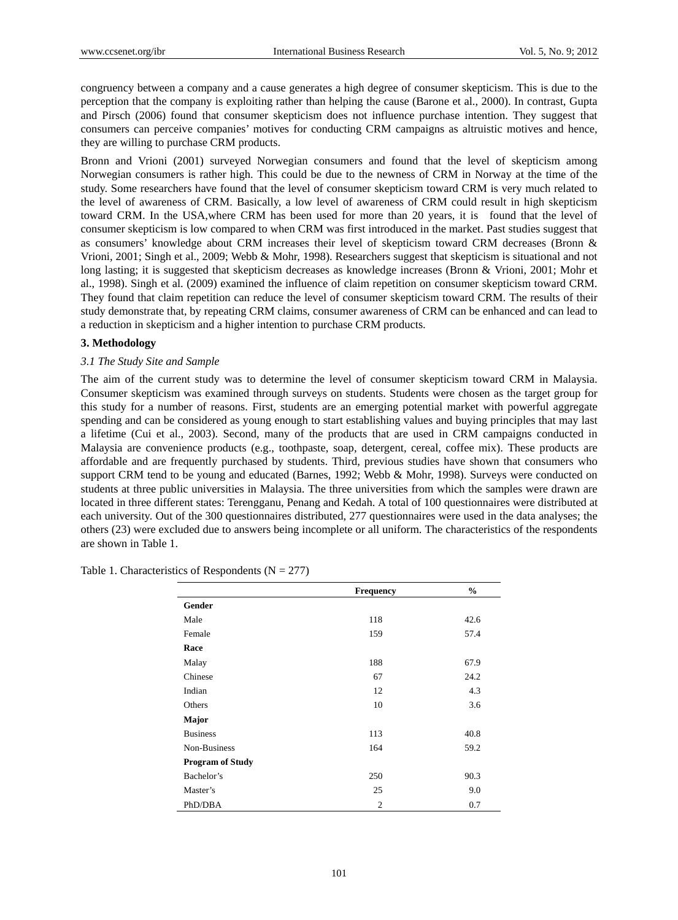congruency between a company and a cause generates a high degree of consumer skepticism. This is due to the perception that the company is exploiting rather than helping the cause (Barone et al., 2000). In contrast, Gupta and Pirsch (2006) found that consumer skepticism does not influence purchase intention. They suggest that consumers can perceive companies' motives for conducting CRM campaigns as altruistic motives and hence, they are willing to purchase CRM products.

Bronn and Vrioni (2001) surveyed Norwegian consumers and found that the level of skepticism among Norwegian consumers is rather high. This could be due to the newness of CRM in Norway at the time of the study. Some researchers have found that the level of consumer skepticism toward CRM is very much related to the level of awareness of CRM. Basically, a low level of awareness of CRM could result in high skepticism toward CRM. In the USA,where CRM has been used for more than 20 years, it is found that the level of consumer skepticism is low compared to when CRM was first introduced in the market. Past studies suggest that as consumers' knowledge about CRM increases their level of skepticism toward CRM decreases (Bronn & Vrioni, 2001; Singh et al., 2009; Webb & Mohr, 1998). Researchers suggest that skepticism is situational and not long lasting; it is suggested that skepticism decreases as knowledge increases (Bronn & Vrioni, 2001; Mohr et al., 1998). Singh et al. (2009) examined the influence of claim repetition on consumer skepticism toward CRM. They found that claim repetition can reduce the level of consumer skepticism toward CRM. The results of their study demonstrate that, by repeating CRM claims, consumer awareness of CRM can be enhanced and can lead to a reduction in skepticism and a higher intention to purchase CRM products.

## 3. Methodology

### *3.1 The Study Site and Sample*

The aim of the current study was to determine the level of consumer skepticism toward CRM in Malaysia. Consumer skepticism was examined through surveys on students. Students were chosen as the target group for this study for a number of reasons. First, students are an emerging potential market with powerful aggregate spending and can be considered as young enough to start establishing values and buying principles that may last a lifetime (Cui et al., 2003). Second, many of the products that are used in CRM campaigns conducted in Malaysia are convenience products (e.g., toothpaste, soap, detergent, cereal, coffee mix). These products are affordable and are frequently purchased by students. Third, previous studies have shown that consumers who support CRM tend to be young and educated (Barnes, 1992; Webb & Mohr, 1998). Surveys were conducted on students at three public universities in Malaysia. The three universities from which the samples were drawn are located in three different states: Terengganu, Penang and Kedah. A total of 100 questionnaires were distributed at each university. Out of the 300 questionnaires distributed, 277 questionnaires were used in the data analyses; the others (23) were excluded due to answers being incomplete or all uniform. The characteristics of the respondents are shown in Table 1.

Table 1. Characteristics of Respondents (N = 277)

| | Frequency | % |
|---|---|---|
| **Gender** | | |
| Male | 118 | 42.6 |
| Female | 159 | 57.4 |
| **Race** | | |
| Malay | 188 | 67.9 |
| Chinese | 67 | 24.2 |
| Indian | 12 | 4.3 |
| Others | 10 | 3.6 |
| **Major** | | |
| Business | 113 | 40.8 |
| Non-Business | 164 | 59.2 |
| **Program of Study** | | |
| Bachelor's | 250 | 90.3 |
| Master's | 25 | 9.0 |
| PhD/DBA | 2 | 0.7 |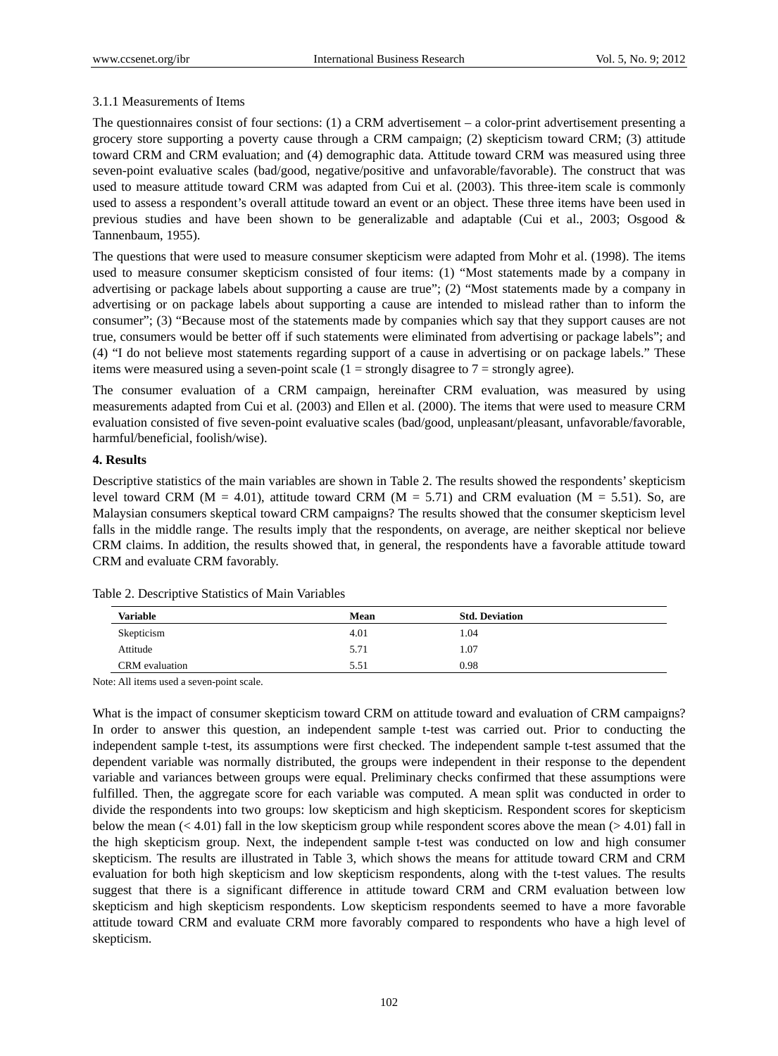#### 3.1.1 Measurements of Items

The questionnaires consist of four sections: (1) a CRM advertisement – a color-print advertisement presenting a grocery store supporting a poverty cause through a CRM campaign; (2) skepticism toward CRM; (3) attitude toward CRM and CRM evaluation; and (4) demographic data. Attitude toward CRM was measured using three seven-point evaluative scales (bad/good, negative/positive and unfavorable/favorable). The construct that was used to measure attitude toward CRM was adapted from Cui et al. (2003). This three-item scale is commonly used to assess a respondent's overall attitude toward an event or an object. These three items have been used in previous studies and have been shown to be generalizable and adaptable (Cui et al., 2003; Osgood & Tannenbaum, 1955).

The questions that were used to measure consumer skepticism were adapted from Mohr et al. (1998). The items used to measure consumer skepticism consisted of four items: (1) "Most statements made by a company in advertising or package labels about supporting a cause are true"; (2) "Most statements made by a company in advertising or on package labels about supporting a cause are intended to mislead rather than to inform the consumer"; (3) "Because most of the statements made by companies which say that they support causes are not true, consumers would be better off if such statements were eliminated from advertising or package labels"; and (4) "I do not believe most statements regarding support of a cause in advertising or on package labels." These items were measured using a seven-point scale (1 = strongly disagree to 7 = strongly agree).

The consumer evaluation of a CRM campaign, hereinafter CRM evaluation, was measured by using measurements adapted from Cui et al. (2003) and Ellen et al. (2000). The items that were used to measure CRM evaluation consisted of five seven-point evaluative scales (bad/good, unpleasant/pleasant, unfavorable/favorable, harmful/beneficial, foolish/wise).

## 4. Results

Descriptive statistics of the main variables are shown in Table 2. The results showed the respondents' skepticism level toward CRM ($M = 4.01$), attitude toward CRM ($M = 5.71$) and CRM evaluation ($M = 5.51$). So, are Malaysian consumers skeptical toward CRM campaigns? The results showed that the consumer skepticism level falls in the middle range. The results imply that the respondents, on average, are neither skeptical nor believe CRM claims. In addition, the results showed that, in general, the respondents have a favorable attitude toward CRM and evaluate CRM favorably.

Table 2. Descriptive Statistics of Main Variables

| Variable | Mean | Std. Deviation |
|---|---|---|
| Skepticism | 4.01 | 1.04 |
| Attitude | 5.71 | 1.07 |
| CRM evaluation | 5.51 | 0.98 |

Note: All items used a seven-point scale.

What is the impact of consumer skepticism toward CRM on attitude toward and evaluation of CRM campaigns? In order to answer this question, an independent sample t-test was carried out. Prior to conducting the independent sample t-test, its assumptions were first checked. The independent sample t-test assumed that the dependent variable was normally distributed, the groups were independent in their response to the dependent variable and variances between groups were equal. Preliminary checks confirmed that these assumptions were fulfilled. Then, the aggregate score for each variable was computed. A mean split was conducted in order to divide the respondents into two groups: low skepticism and high skepticism. Respondent scores for skepticism below the mean ($< 4.01$) fall in the low skepticism group while respondent scores above the mean ($> 4.01$) fall in the high skepticism group. Next, the independent sample t-test was conducted on low and high consumer skepticism. The results are illustrated in Table 3, which shows the means for attitude toward CRM and CRM evaluation for both high skepticism and low skepticism respondents, along with the t-test values. The results suggest that there is a significant difference in attitude toward CRM and CRM evaluation between low skepticism and high skepticism respondents. Low skepticism respondents seemed to have a more favorable attitude toward CRM and evaluate CRM more favorably compared to respondents who have a high level of skepticism.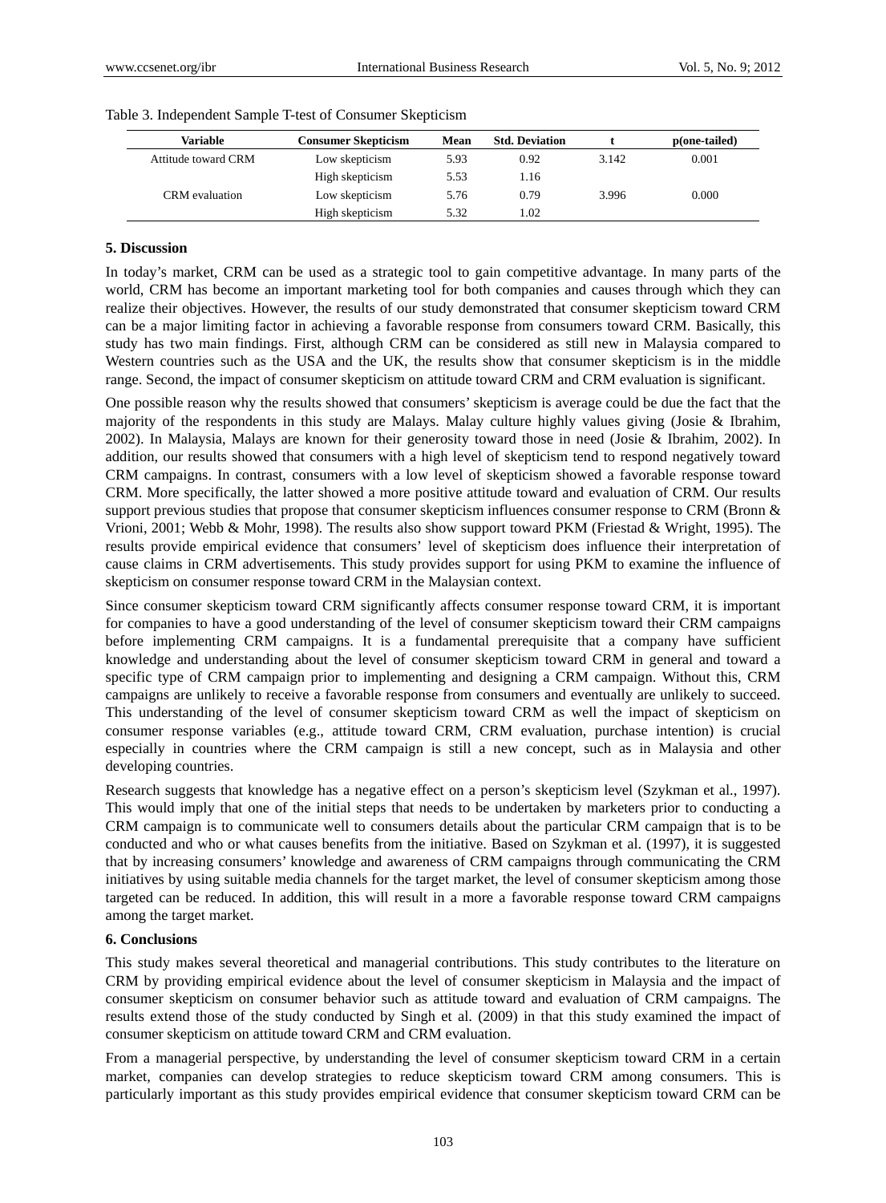Table 3. Independent Sample T-test of Consumer Skepticism

| Variable | Consumer Skepticism | Mean | Std. Deviation | t | p(one-tailed) |
|---|---|---|---|---|---|
| Attitude toward CRM | Low skepticism | 5.93 | 0.92 | 3.142 | 0.001 |
| | High skepticism | 5.53 | 1.16 | | |
| CRM evaluation | Low skepticism | 5.76 | 0.79 | 3.996 | 0.000 |
| | High skepticism | 5.32 | 1.02 | | |

## 5. Discussion

In today's market, CRM can be used as a strategic tool to gain competitive advantage. In many parts of the world, CRM has become an important marketing tool for both companies and causes through which they can realize their objectives. However, the results of our study demonstrated that consumer skepticism toward CRM can be a major limiting factor in achieving a favorable response from consumers toward CRM. Basically, this study has two main findings. First, although CRM can be considered as still new in Malaysia compared to Western countries such as the USA and the UK, the results show that consumer skepticism is in the middle range. Second, the impact of consumer skepticism on attitude toward CRM and CRM evaluation is significant.

One possible reason why the results showed that consumers' skepticism is average could be due the fact that the majority of the respondents in this study are Malays. Malay culture highly values giving (Josie & Ibrahim, 2002). In Malaysia, Malays are known for their generosity toward those in need (Josie & Ibrahim, 2002). In addition, our results showed that consumers with a high level of skepticism tend to respond negatively toward CRM campaigns. In contrast, consumers with a low level of skepticism showed a favorable response toward CRM. More specifically, the latter showed a more positive attitude toward and evaluation of CRM. Our results support previous studies that propose that consumer skepticism influences consumer response to CRM (Bronn & Vrioni, 2001; Webb & Mohr, 1998). The results also show support toward PKM (Friestad & Wright, 1995). The results provide empirical evidence that consumers' level of skepticism does influence their interpretation of cause claims in CRM advertisements. This study provides support for using PKM to examine the influence of skepticism on consumer response toward CRM in the Malaysian context.

Since consumer skepticism toward CRM significantly affects consumer response toward CRM, it is important for companies to have a good understanding of the level of consumer skepticism toward their CRM campaigns before implementing CRM campaigns. It is a fundamental prerequisite that a company have sufficient knowledge and understanding about the level of consumer skepticism toward CRM in general and toward a specific type of CRM campaign prior to implementing and designing a CRM campaign. Without this, CRM campaigns are unlikely to receive a favorable response from consumers and eventually are unlikely to succeed. This understanding of the level of consumer skepticism toward CRM as well the impact of skepticism on consumer response variables (e.g., attitude toward CRM, CRM evaluation, purchase intention) is crucial especially in countries where the CRM campaign is still a new concept, such as in Malaysia and other developing countries.

Research suggests that knowledge has a negative effect on a person's skepticism level (Szykman et al., 1997). This would imply that one of the initial steps that needs to be undertaken by marketers prior to conducting a CRM campaign is to communicate well to consumers details about the particular CRM campaign that is to be conducted and who or what causes benefits from the initiative. Based on Szykman et al. (1997), it is suggested that by increasing consumers' knowledge and awareness of CRM campaigns through communicating the CRM initiatives by using suitable media channels for the target market, the level of consumer skepticism among those targeted can be reduced. In addition, this will result in a more a favorable response toward CRM campaigns among the target market.

## 6. Conclusions

This study makes several theoretical and managerial contributions. This study contributes to the literature on CRM by providing empirical evidence about the level of consumer skepticism in Malaysia and the impact of consumer skepticism on consumer behavior such as attitude toward and evaluation of CRM campaigns. The results extend those of the study conducted by Singh et al. (2009) in that this study examined the impact of consumer skepticism on attitude toward CRM and CRM evaluation.

From a managerial perspective, by understanding the level of consumer skepticism toward CRM in a certain market, companies can develop strategies to reduce skepticism toward CRM among consumers. This is particularly important as this study provides empirical evidence that consumer skepticism toward CRM can be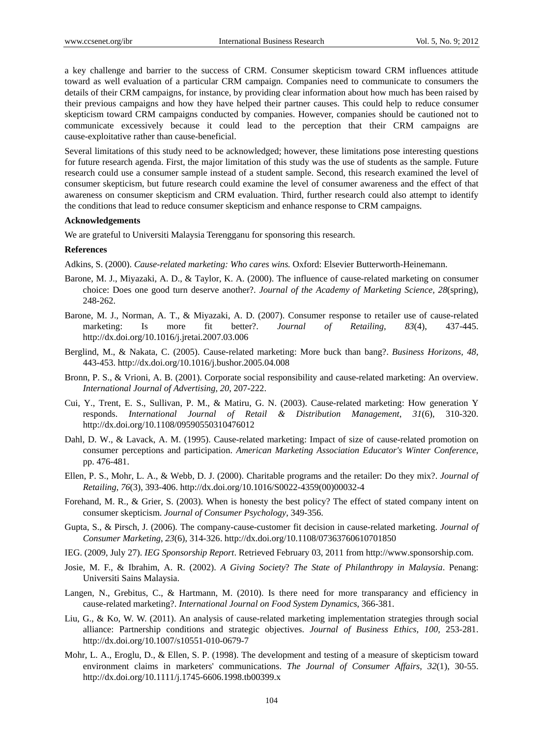a key challenge and barrier to the success of CRM. Consumer skepticism toward CRM influences attitude toward as well evaluation of a particular CRM campaign. Companies need to communicate to consumers the details of their CRM campaigns, for instance, by providing clear information about how much has been raised by their previous campaigns and how they have helped their partner causes. This could help to reduce consumer skepticism toward CRM campaigns conducted by companies. However, companies should be cautioned not to communicate excessively because it could lead to the perception that their CRM campaigns are cause-exploitative rather than cause-beneficial.

Several limitations of this study need to be acknowledged; however, these limitations pose interesting questions for future research agenda. First, the major limitation of this study was the use of students as the sample. Future research could use a consumer sample instead of a student sample. Second, this research examined the level of consumer skepticism, but future research could examine the level of consumer awareness and the effect of that awareness on consumer skepticism and CRM evaluation. Third, further research could also attempt to identify the conditions that lead to reduce consumer skepticism and enhance response to CRM campaigns.

**Acknowledgements**

We are grateful to Universiti Malaysia Terengganu for sponsoring this research.

**References**

Adkins, S. (2000). *Cause-related marketing: Who cares wins.* Oxford: Elsevier Butterworth-Heinemann.

Barone, M. J., Miyazaki, A. D., & Taylor, K. A. (2000). The influence of cause-related marketing on consumer choice: Does one good turn deserve another?. *Journal of the Academy of Marketing Science, 28*(spring), 248-262.

Barone, M. J., Norman, A. T., & Miyazaki, A. D. (2007). Consumer response to retailer use of cause-related marketing: Is more fit better?. *Journal of Retailing, 83*(4), 437-445. http://dx.doi.org/10.1016/j.jretai.2007.03.006

Berglind, M., & Nakata, C. (2005). Cause-related marketing: More buck than bang?. *Business Horizons, 48*, 443-453. http://dx.doi.org/10.1016/j.bushor.2005.04.008

Bronn, P. S., & Vrioni, A. B. (2001). Corporate social responsibility and cause-related marketing: An overview. *International Journal of Advertising, 20*, 207-222.

Cui, Y., Trent, E. S., Sullivan, P. M., & Matiru, G. N. (2003). Cause-related marketing: How generation Y responds. *International Journal of Retail & Distribution Management*, *31*(6), 310-320. http://dx.doi.org/10.1108/09590550310476012

Dahl, D. W., & Lavack, A. M. (1995). Cause-related marketing: Impact of size of cause-related promotion on consumer perceptions and participation. *American Marketing Association Educator's Winter Conference*, pp. 476-481.

Ellen, P. S., Mohr, L. A., & Webb, D. J. (2000). Charitable programs and the retailer: Do they mix?. *Journal of Retailing*, *76*(3), 393-406. http://dx.doi.org/10.1016/S0022-4359(00)00032-4

Forehand, M. R., & Grier, S. (2003). When is honesty the best policy? The effect of stated company intent on consumer skepticism. *Journal of Consumer Psychology*, 349-356.

Gupta, S., & Pirsch, J. (2006). The company-cause-customer fit decision in cause-related marketing. *Journal of Consumer Marketing*, *23*(6), 314-326. http://dx.doi.org/10.1108/07363760610701850

IEG. (2009, July 27). *IEG Sponsorship Report*. Retrieved February 03, 2011 from http://www.sponsorship.com.

Josie, M. F., & Ibrahim, A. R. (2002). *A Giving Society*? *The State of Philanthropy in Malaysia*. Penang: Universiti Sains Malaysia.

Langen, N., Grebitus, C., & Hartmann, M. (2010). Is there need for more transparancy and efficiency in cause-related marketing?. *International Journal on Food System Dynamics*, 366-381.

Liu, G., & Ko, W. W. (2011). An analysis of cause-related marketing implementation strategies through social alliance: Partnership conditions and strategic objectives. *Journal of Business Ethics, 100*, 253-281. http://dx.doi.org/10.1007/s10551-010-0679-7

Mohr, L. A., Eroglu, D., & Ellen, S. P. (1998). The development and testing of a measure of skepticism toward environment claims in marketers' communications. *The Journal of Consumer Affairs*, *32*(1), 30-55. http://dx.doi.org/10.1111/j.1745-6606.1998.tb00399.x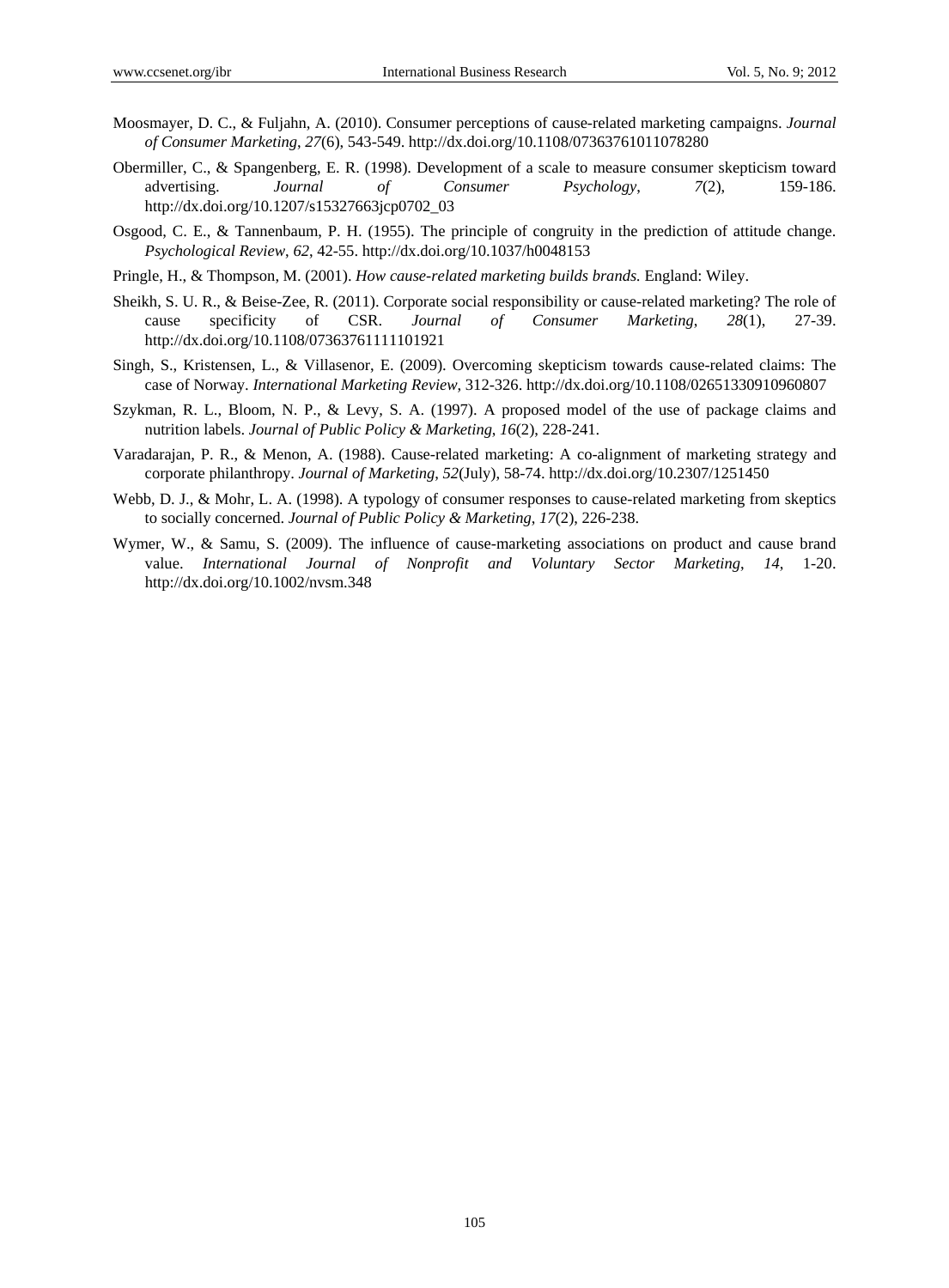Moosmayer, D. C., & Fuljahn, A. (2010). Consumer perceptions of cause-related marketing campaigns. *Journal of Consumer Marketing*, *27*(6), 543-549. http://dx.doi.org/10.1108/07363761011078280

Obermiller, C., & Spangenberg, E. R. (1998). Development of a scale to measure consumer skepticism toward advertising. *Journal of Consumer Psychology*, *7*(2), 159-186. http://dx.doi.org/10.1207/s15327663jcp0702_03

Osgood, C. E., & Tannenbaum, P. H. (1955). The principle of congruity in the prediction of attitude change. *Psychological Review*, *62*, 42-55. http://dx.doi.org/10.1037/h0048153

Pringle, H., & Thompson, M. (2001). *How cause-related marketing builds brands.* England: Wiley.

Sheikh, S. U. R., & Beise-Zee, R. (2011). Corporate social responsibility or cause-related marketing? The role of cause specificity of CSR. *Journal of Consumer Marketing*, *28*(1), 27-39. http://dx.doi.org/10.1108/07363761111101921

Singh, S., Kristensen, L., & Villasenor, E. (2009). Overcoming skepticism towards cause-related claims: The case of Norway. *International Marketing Review,* 312-326. http://dx.doi.org/10.1108/02651330910960807

Szykman, R. L., Bloom, N. P., & Levy, S. A. (1997). A proposed model of the use of package claims and nutrition labels. *Journal of Public Policy & Marketing*, *16*(2), 228-241.

Varadarajan, P. R., & Menon, A. (1988). Cause-related marketing: A co-alignment of marketing strategy and corporate philanthropy. *Journal of Marketing*, *52*(July), 58-74. http://dx.doi.org/10.2307/1251450

Webb, D. J., & Mohr, L. A. (1998). A typology of consumer responses to cause-related marketing from skeptics to socially concerned. *Journal of Public Policy & Marketing*, *17*(2), 226-238.

Wymer, W., & Samu, S. (2009). The influence of cause-marketing associations on product and cause brand value. *International Journal of Nonprofit and Voluntary Sector Marketing*, *14*, 1-20. http://dx.doi.org/10.1002/nvsm.348